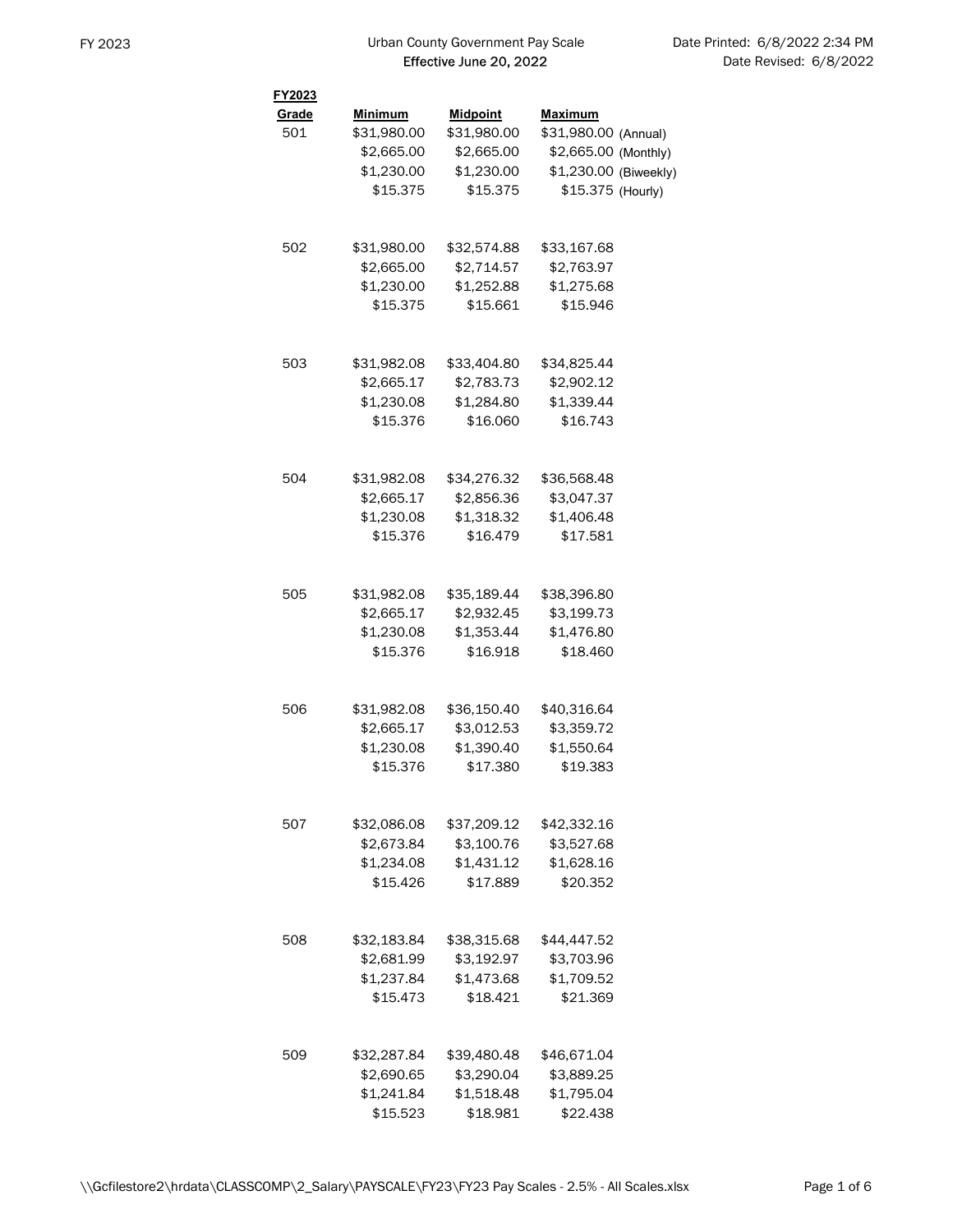# Urban County Government Pay Scale

**Effective June 20, 2022**

| FY2023 Grade | Minimum | Midpoint | Maximum | |
|---|---|---|---|---|
| 501 | $31,980.00 | $31,980.00 | $31,980.00 | (Annual) |
| | $2,665.00 | $2,665.00 | $2,665.00 | (Monthly) |
| | $1,230.00 | $1,230.00 | $1,230.00 | (Biweekly) |
| | $15.375 | $15.375 | $15.375 | (Hourly) |
| 502 | $31,980.00 | $32,574.88 | $33,167.68 | |
| | $2,665.00 | $2,714.57 | $2,763.97 | |
| | $1,230.00 | $1,252.88 | $1,275.68 | |
| | $15.375 | $15.661 | $15.946 | |
| 503 | $31,982.08 | $33,404.80 | $34,825.44 | |
| | $2,665.17 | $2,783.73 | $2,902.12 | |
| | $1,230.08 | $1,284.80 | $1,339.44 | |
| | $15.376 | $16.060 | $16.743 | |
| 504 | $31,982.08 | $34,276.32 | $36,568.48 | |
| | $2,665.17 | $2,856.36 | $3,047.37 | |
| | $1,230.08 | $1,318.32 | $1,406.48 | |
| | $15.376 | $16.479 | $17.581 | |
| 505 | $31,982.08 | $35,189.44 | $38,396.80 | |
| | $2,665.17 | $2,932.45 | $3,199.73 | |
| | $1,230.08 | $1,353.44 | $1,476.80 | |
| | $15.376 | $16.918 | $18.460 | |
| 506 | $31,982.08 | $36,150.40 | $40,316.64 | |
| | $2,665.17 | $3,012.53 | $3,359.72 | |
| | $1,230.08 | $1,390.40 | $1,550.64 | |
| | $15.376 | $17.380 | $19.383 | |
| 507 | $32,086.08 | $37,209.12 | $42,332.16 | |
| | $2,673.84 | $3,100.76 | $3,527.68 | |
| | $1,234.08 | $1,431.12 | $1,628.16 | |
| | $15.426 | $17.889 | $20.352 | |
| 508 | $32,183.84 | $38,315.68 | $44,447.52 | |
| | $2,681.99 | $3,192.97 | $3,703.96 | |
| | $1,237.84 | $1,473.68 | $1,709.52 | |
| | $15.473 | $18.421 | $21.369 | |
| 509 | $32,287.84 | $39,480.48 | $46,671.04 | |
| | $2,690.65 | $3,290.04 | $3,889.25 | |
| | $1,241.84 | $1,518.48 | $1,795.04 | |
| | $15.523 | $18.981 | $22.438 | |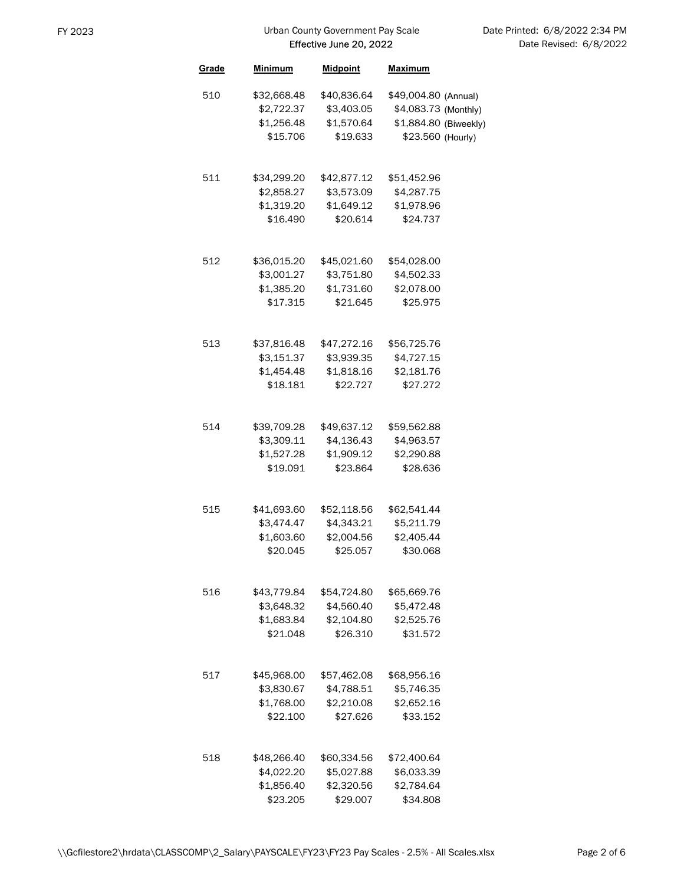Urban County Government Pay Scale
**Effective June 20, 2022**

FY 2023

Date Printed: 6/8/2022 2:34 PM
Date Revised: 6/8/2022

| Grade | Minimum | Midpoint | Maximum | |
|---|---|---|---|---|
| 510 | $32,668.48 | $40,836.64 | $49,004.80 | (Annual) |
| | $2,722.37 | $3,403.05 | $4,083.73 | (Monthly) |
| | $1,256.48 | $1,570.64 | $1,884.80 | (Biweekly) |
| | $15.706 | $19.633 | $23.560 | (Hourly) |
| 511 | $34,299.20 | $42,877.12 | $51,452.96 | |
| | $2,858.27 | $3,573.09 | $4,287.75 | |
| | $1,319.20 | $1,649.12 | $1,978.96 | |
| | $16.490 | $20.614 | $24.737 | |
| 512 | $36,015.20 | $45,021.60 | $54,028.00 | |
| | $3,001.27 | $3,751.80 | $4,502.33 | |
| | $1,385.20 | $1,731.60 | $2,078.00 | |
| | $17.315 | $21.645 | $25.975 | |
| 513 | $37,816.48 | $47,272.16 | $56,725.76 | |
| | $3,151.37 | $3,939.35 | $4,727.15 | |
| | $1,454.48 | $1,818.16 | $2,181.76 | |
| | $18.181 | $22.727 | $27.272 | |
| 514 | $39,709.28 | $49,637.12 | $59,562.88 | |
| | $3,309.11 | $4,136.43 | $4,963.57 | |
| | $1,527.28 | $1,909.12 | $2,290.88 | |
| | $19.091 | $23.864 | $28.636 | |
| 515 | $41,693.60 | $52,118.56 | $62,541.44 | |
| | $3,474.47 | $4,343.21 | $5,211.79 | |
| | $1,603.60 | $2,004.56 | $2,405.44 | |
| | $20.045 | $25.057 | $30.068 | |
| 516 | $43,779.84 | $54,724.80 | $65,669.76 | |
| | $3,648.32 | $4,560.40 | $5,472.48 | |
| | $1,683.84 | $2,104.80 | $2,525.76 | |
| | $21.048 | $26.310 | $31.572 | |
| 517 | $45,968.00 | $57,462.08 | $68,956.16 | |
| | $3,830.67 | $4,788.51 | $5,746.35 | |
| | $1,768.00 | $2,210.08 | $2,652.16 | |
| | $22.100 | $27.626 | $33.152 | |
| 518 | $48,266.40 | $60,334.56 | $72,400.64 | |
| | $4,022.20 | $5,027.88 | $6,033.39 | |
| | $1,856.40 | $2,320.56 | $2,784.64 | |
| | $23.205 | $29.007 | $34.808 | |

\\Gcfilestore2\hrdata\CLASSCOMP\2_Salary\PAYSCALE\FY23\FY23 Pay Scales - 2.5% - All Scales.xlsx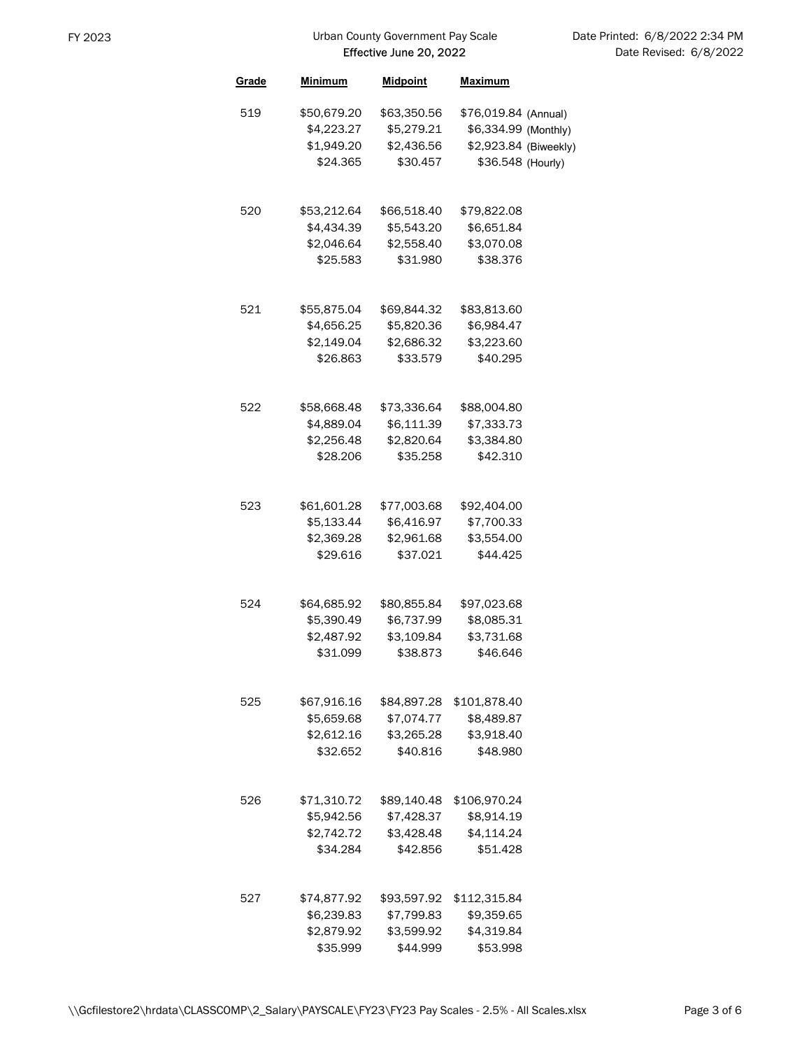FY 2023

Urban County Government Pay Scale
**Effective June 20, 2022**

Date Printed: 6/8/2022 2:34 PM
Date Revised: 6/8/2022

| Grade | Minimum | Midpoint | Maximum | |
|---|---|---|---|---|
| 519 | $50,679.20 | $63,350.56 | $76,019.84 | (Annual) |
| | $4,223.27 | $5,279.21 | $6,334.99 | (Monthly) |
| | $1,949.20 | $2,436.56 | $2,923.84 | (Biweekly) |
| | $24.365 | $30.457 | $36.548 | (Hourly) |
| 520 | $53,212.64 | $66,518.40 | $79,822.08 | |
| | $4,434.39 | $5,543.20 | $6,651.84 | |
| | $2,046.64 | $2,558.40 | $3,070.08 | |
| | $25.583 | $31.980 | $38.376 | |
| 521 | $55,875.04 | $69,844.32 | $83,813.60 | |
| | $4,656.25 | $5,820.36 | $6,984.47 | |
| | $2,149.04 | $2,686.32 | $3,223.60 | |
| | $26.863 | $33.579 | $40.295 | |
| 522 | $58,668.48 | $73,336.64 | $88,004.80 | |
| | $4,889.04 | $6,111.39 | $7,333.73 | |
| | $2,256.48 | $2,820.64 | $3,384.80 | |
| | $28.206 | $35.258 | $42.310 | |
| 523 | $61,601.28 | $77,003.68 | $92,404.00 | |
| | $5,133.44 | $6,416.97 | $7,700.33 | |
| | $2,369.28 | $2,961.68 | $3,554.00 | |
| | $29.616 | $37.021 | $44.425 | |
| 524 | $64,685.92 | $80,855.84 | $97,023.68 | |
| | $5,390.49 | $6,737.99 | $8,085.31 | |
| | $2,487.92 | $3,109.84 | $3,731.68 | |
| | $31.099 | $38.873 | $46.646 | |
| 525 | $67,916.16 | $84,897.28 | $101,878.40 | |
| | $5,659.68 | $7,074.77 | $8,489.87 | |
| | $2,612.16 | $3,265.28 | $3,918.40 | |
| | $32.652 | $40.816 | $48.980 | |
| 526 | $71,310.72 | $89,140.48 | $106,970.24 | |
| | $5,942.56 | $7,428.37 | $8,914.19 | |
| | $2,742.72 | $3,428.48 | $4,114.24 | |
| | $34.284 | $42.856 | $51.428 | |
| 527 | $74,877.92 | $93,597.92 | $112,315.84 | |
| | $6,239.83 | $7,799.83 | $9,359.65 | |
| | $2,879.92 | $3,599.92 | $4,319.84 | |
| | $35.999 | $44.999 | $53.998 | |

\\Gcfilestore2\hrdata\CLASSCOMP\2_Salary\PAYSCALE\FY23\FY23 Pay Scales - 2.5% - All Scales.xlsx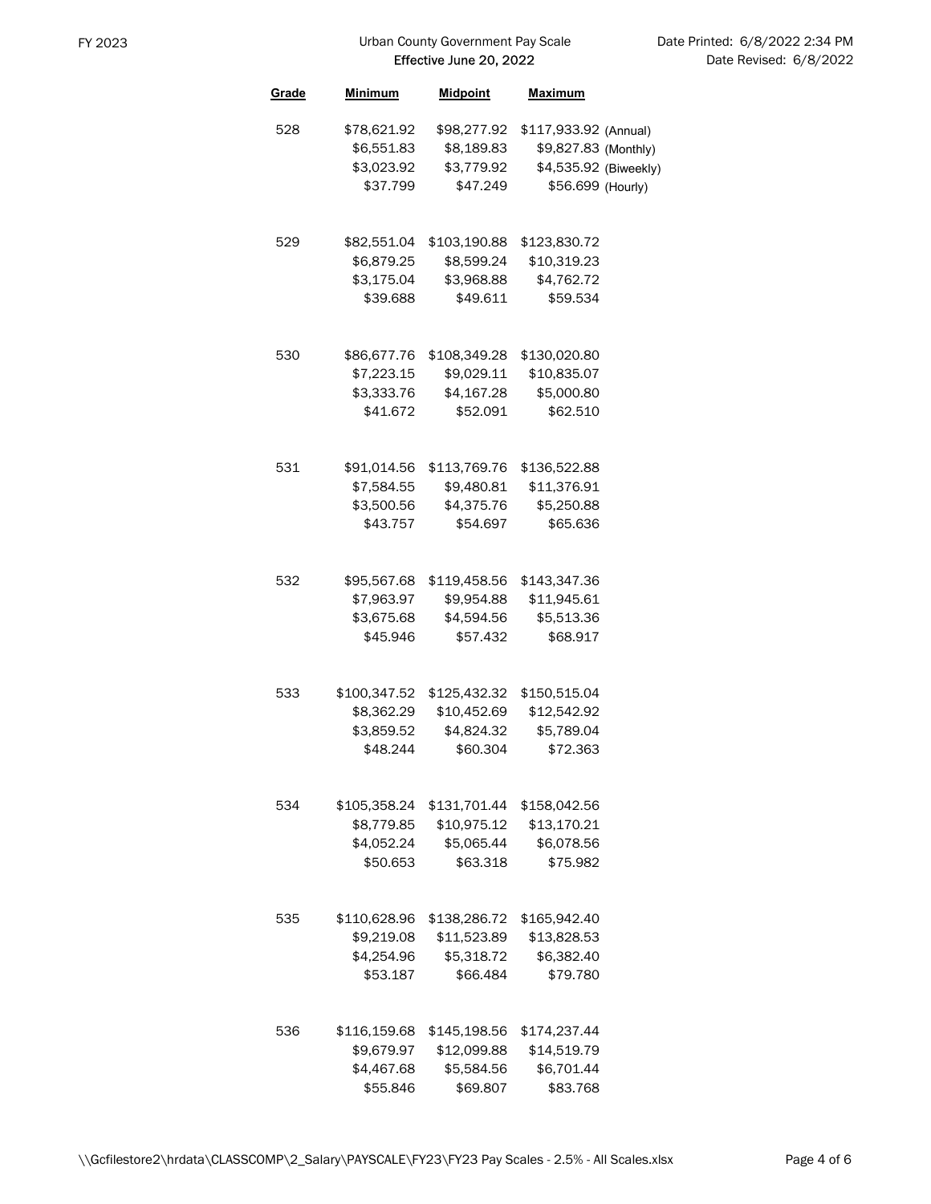Urban County Government Pay Scale
Effective June 20, 2022

| Grade | Minimum | Midpoint | Maximum | |
|---|---|---|---|---|
| 528 | $78,621.92 | $98,277.92 | $117,933.92 | (Annual) |
| | $6,551.83 | $8,189.83 | $9,827.83 | (Monthly) |
| | $3,023.92 | $3,779.92 | $4,535.92 | (Biweekly) |
| | $37.799 | $47.249 | $56.699 | (Hourly) |
| 529 | $82,551.04 | $103,190.88 | $123,830.72 | |
| | $6,879.25 | $8,599.24 | $10,319.23 | |
| | $3,175.04 | $3,968.88 | $4,762.72 | |
| | $39.688 | $49.611 | $59.534 | |
| 530 | $86,677.76 | $108,349.28 | $130,020.80 | |
| | $7,223.15 | $9,029.11 | $10,835.07 | |
| | $3,333.76 | $4,167.28 | $5,000.80 | |
| | $41.672 | $52.091 | $62.510 | |
| 531 | $91,014.56 | $113,769.76 | $136,522.88 | |
| | $7,584.55 | $9,480.81 | $11,376.91 | |
| | $3,500.56 | $4,375.76 | $5,250.88 | |
| | $43.757 | $54.697 | $65.636 | |
| 532 | $95,567.68 | $119,458.56 | $143,347.36 | |
| | $7,963.97 | $9,954.88 | $11,945.61 | |
| | $3,675.68 | $4,594.56 | $5,513.36 | |
| | $45.946 | $57.432 | $68.917 | |
| 533 | $100,347.52 | $125,432.32 | $150,515.04 | |
| | $8,362.29 | $10,452.69 | $12,542.92 | |
| | $3,859.52 | $4,824.32 | $5,789.04 | |
| | $48.244 | $60.304 | $72.363 | |
| 534 | $105,358.24 | $131,701.44 | $158,042.56 | |
| | $8,779.85 | $10,975.12 | $13,170.21 | |
| | $4,052.24 | $5,065.44 | $6,078.56 | |
| | $50.653 | $63.318 | $75.982 | |
| 535 | $110,628.96 | $138,286.72 | $165,942.40 | |
| | $9,219.08 | $11,523.89 | $13,828.53 | |
| | $4,254.96 | $5,318.72 | $6,382.40 | |
| | $53.187 | $66.484 | $79.780 | |
| 536 | $116,159.68 | $145,198.56 | $174,237.44 | |
| | $9,679.97 | $12,099.88 | $14,519.79 | |
| | $4,467.68 | $5,584.56 | $6,701.44 | |
| | $55.846 | $69.807 | $83.768 | |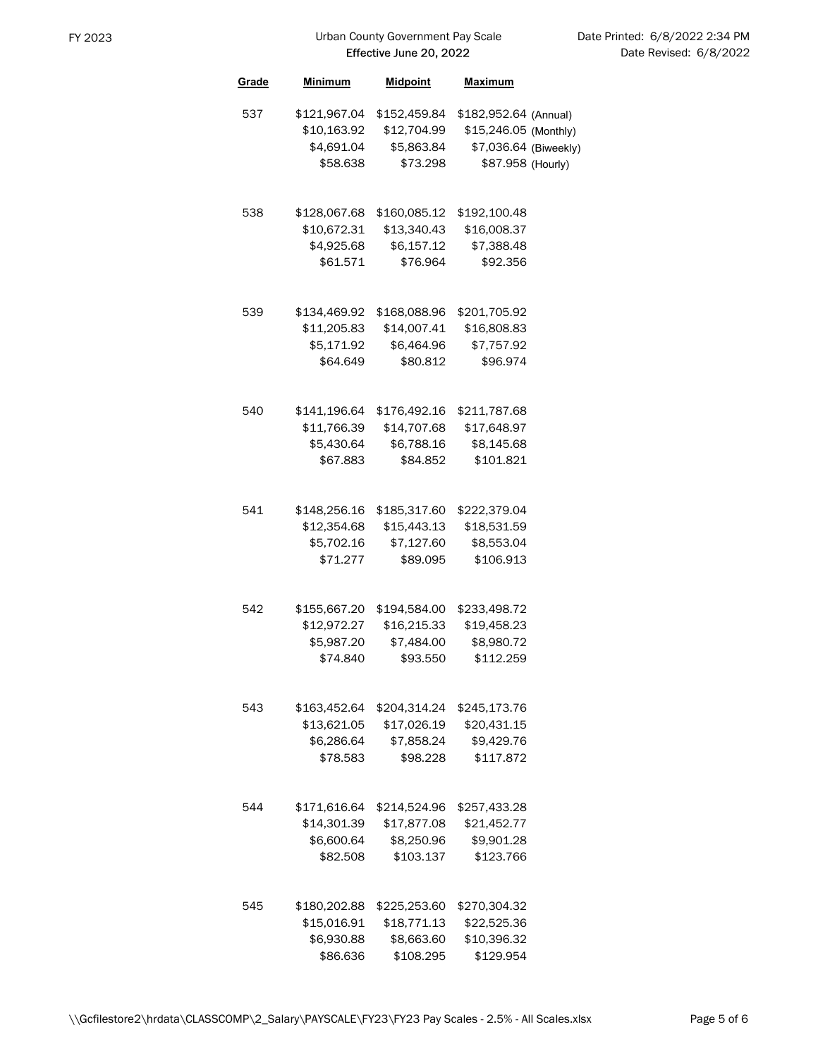Urban County Government Pay Scale
Effective June 20, 2022

FY 2023

Date Printed: 6/8/2022 2:34 PM
Date Revised: 6/8/2022

| Grade | Minimum | Midpoint | Maximum | |
|---|---|---|---|---|
| 537 | $121,967.04 | $152,459.84 | $182,952.64 | (Annual) |
| | $10,163.92 | $12,704.99 | $15,246.05 | (Monthly) |
| | $4,691.04 | $5,863.84 | $7,036.64 | (Biweekly) |
| | $58.638 | $73.298 | $87.958 | (Hourly) |
| 538 | $128,067.68 | $160,085.12 | $192,100.48 | |
| | $10,672.31 | $13,340.43 | $16,008.37 | |
| | $4,925.68 | $6,157.12 | $7,388.48 | |
| | $61.571 | $76.964 | $92.356 | |
| 539 | $134,469.92 | $168,088.96 | $201,705.92 | |
| | $11,205.83 | $14,007.41 | $16,808.83 | |
| | $5,171.92 | $6,464.96 | $7,757.92 | |
| | $64.649 | $80.812 | $96.974 | |
| 540 | $141,196.64 | $176,492.16 | $211,787.68 | |
| | $11,766.39 | $14,707.68 | $17,648.97 | |
| | $5,430.64 | $6,788.16 | $8,145.68 | |
| | $67.883 | $84.852 | $101.821 | |
| 541 | $148,256.16 | $185,317.60 | $222,379.04 | |
| | $12,354.68 | $15,443.13 | $18,531.59 | |
| | $5,702.16 | $7,127.60 | $8,553.04 | |
| | $71.277 | $89.095 | $106.913 | |
| 542 | $155,667.20 | $194,584.00 | $233,498.72 | |
| | $12,972.27 | $16,215.33 | $19,458.23 | |
| | $5,987.20 | $7,484.00 | $8,980.72 | |
| | $74.840 | $93.550 | $112.259 | |
| 543 | $163,452.64 | $204,314.24 | $245,173.76 | |
| | $13,621.05 | $17,026.19 | $20,431.15 | |
| | $6,286.64 | $7,858.24 | $9,429.76 | |
| | $78.583 | $98.228 | $117.872 | |
| 544 | $171,616.64 | $214,524.96 | $257,433.28 | |
| | $14,301.39 | $17,877.08 | $21,452.77 | |
| | $6,600.64 | $8,250.96 | $9,901.28 | |
| | $82.508 | $103.137 | $123.766 | |
| 545 | $180,202.88 | $225,253.60 | $270,304.32 | |
| | $15,016.91 | $18,771.13 | $22,525.36 | |
| | $6,930.88 | $8,663.60 | $10,396.32 | |
| | $86.636 | $108.295 | $129.954 | |

\\Gcfilestore2\hrdata\CLASSCOMP\2_Salary\PAYSCALE\FY23\FY23 Pay Scales - 2.5% - All Scales.xlsx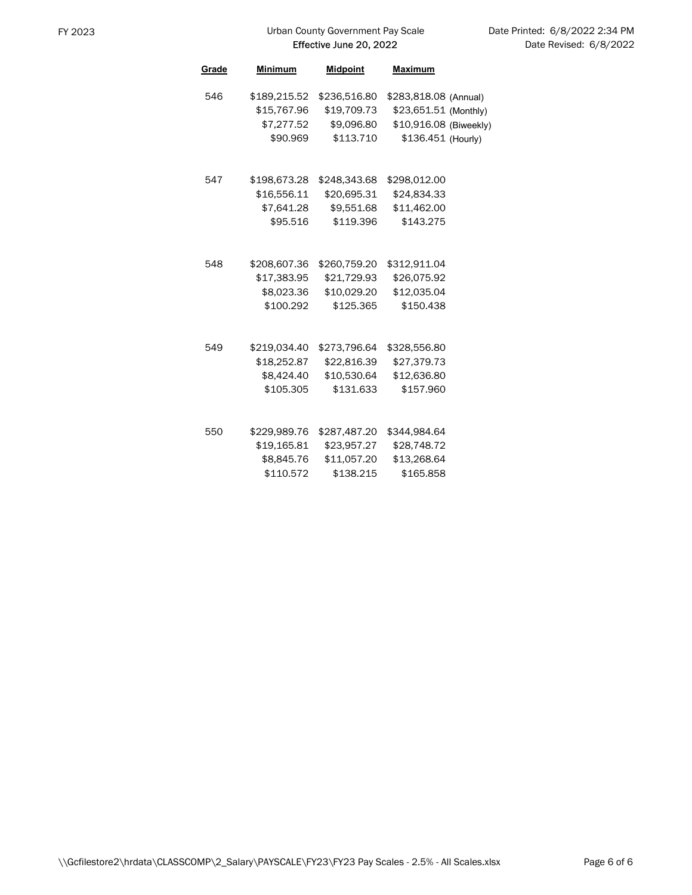FY 2023

Urban County Government Pay Scale
Effective June 20, 2022

Date Printed: 6/8/2022 2:34 PM
Date Revised: 6/8/2022

| Grade | Minimum | Midpoint | Maximum | |
|---|---|---|---|---|
| 546 | $189,215.52 | $236,516.80 | $283,818.08 | (Annual) |
| | $15,767.96 | $19,709.73 | $23,651.51 | (Monthly) |
| | $7,277.52 | $9,096.80 | $10,916.08 | (Biweekly) |
| | $90.969 | $113.710 | $136.451 | (Hourly) |
| 547 | $198,673.28 | $248,343.68 | $298,012.00 | |
| | $16,556.11 | $20,695.31 | $24,834.33 | |
| | $7,641.28 | $9,551.68 | $11,462.00 | |
| | $95.516 | $119.396 | $143.275 | |
| 548 | $208,607.36 | $260,759.20 | $312,911.04 | |
| | $17,383.95 | $21,729.93 | $26,075.92 | |
| | $8,023.36 | $10,029.20 | $12,035.04 | |
| | $100.292 | $125.365 | $150.438 | |
| 549 | $219,034.40 | $273,796.64 | $328,556.80 | |
| | $18,252.87 | $22,816.39 | $27,379.73 | |
| | $8,424.40 | $10,530.64 | $12,636.80 | |
| | $105.305 | $131.633 | $157.960 | |
| 550 | $229,989.76 | $287,487.20 | $344,984.64 | |
| | $19,165.81 | $23,957.27 | $28,748.72 | |
| | $8,845.76 | $11,057.20 | $13,268.64 | |
| | $110.572 | $138.215 | $165.858 | |

\\Gcfilestore2\hrdata\CLASSCOMP\2_Salary\PAYSCALE\FY23\FY23 Pay Scales - 2.5% - All Scales.xlsx